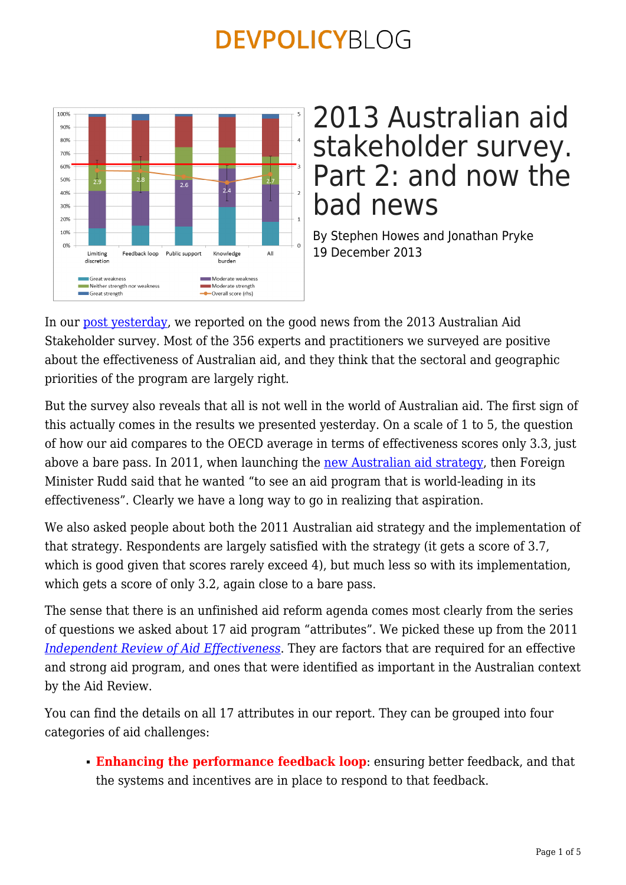# 2013 Australian aid stakeholder survey. Part 2: and now the bad news

By Stephen Howes and Jonathan Pryke
19 December 2013

In our post yesterday, we reported on the good news from the 2013 Australian Aid Stakeholder survey. Most of the 356 experts and practitioners we surveyed are positive about the effectiveness of Australian aid, and they think that the sectoral and geographic priorities of the program are largely right.

But the survey also reveals that all is not well in the world of Australian aid. The first sign of this actually comes in the results we presented yesterday. On a scale of 1 to 5, the question of how our aid compares to the OECD average in terms of effectiveness scores only 3.3, just above a bare pass. In 2011, when launching the new Australian aid strategy, then Foreign Minister Rudd said that he wanted "to see an aid program that is world-leading in its effectiveness". Clearly we have a long way to go in realizing that aspiration.

We also asked people about both the 2011 Australian aid strategy and the implementation of that strategy. Respondents are largely satisfied with the strategy (it gets a score of 3.7, which is good given that scores rarely exceed 4), but much less so with its implementation, which gets a score of only 3.2, again close to a bare pass.

The sense that there is an unfinished aid reform agenda comes most clearly from the series of questions we asked about 17 aid program "attributes". We picked these up from the 2011 *Independent Review of Aid Effectiveness*. They are factors that are required for an effective and strong aid program, and ones that were identified as important in the Australian context by the Aid Review.

You can find the details on all 17 attributes in our report. They can be grouped into four categories of aid challenges:

- **Enhancing the performance feedback loop**: ensuring better feedback, and that the systems and incentives are in place to respond to that feedback.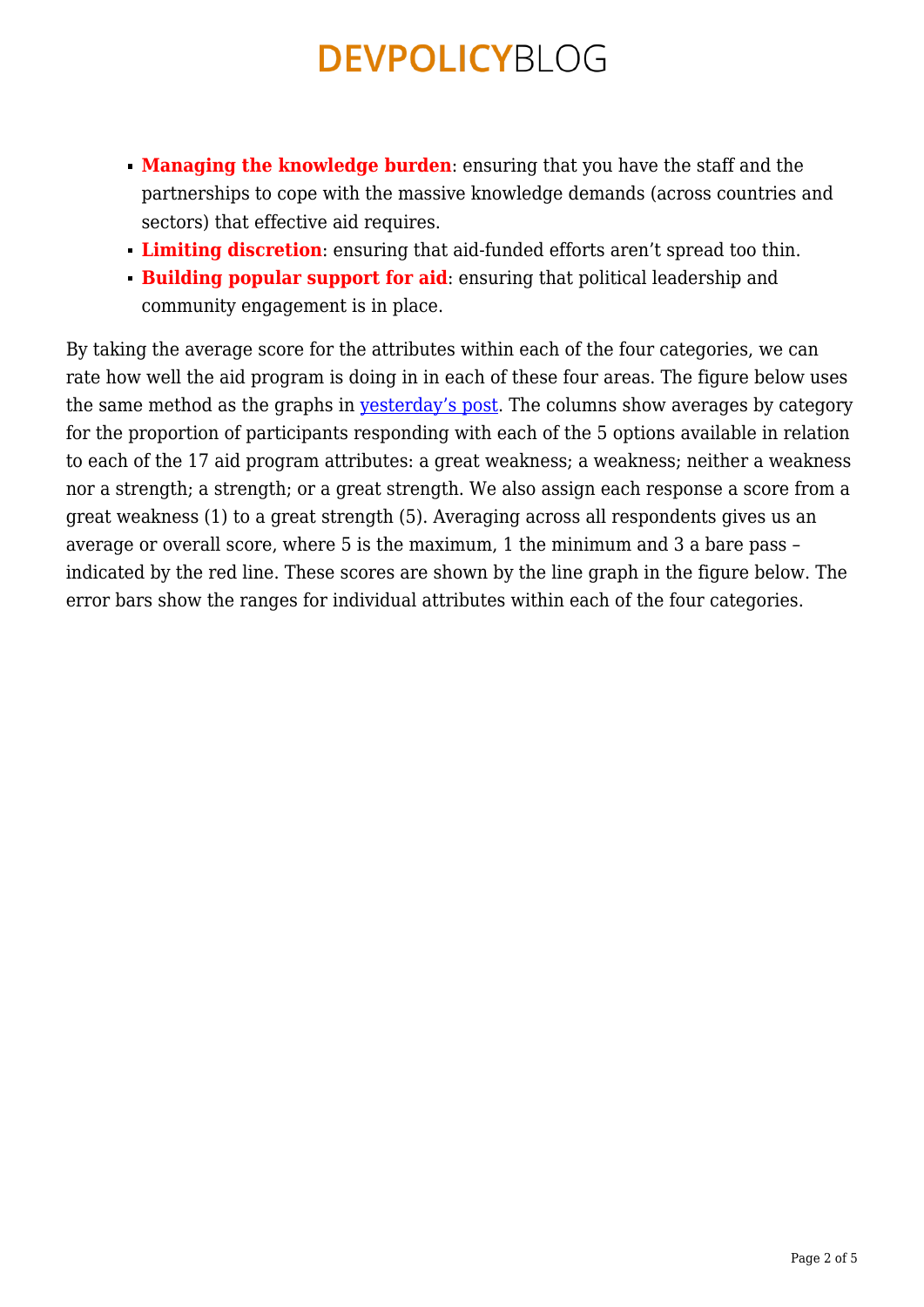- **Managing the knowledge burden**: ensuring that you have the staff and the partnerships to cope with the massive knowledge demands (across countries and sectors) that effective aid requires.
- **Limiting discretion**: ensuring that aid-funded efforts aren't spread too thin.
- **Building popular support for aid**: ensuring that political leadership and community engagement is in place.

By taking the average score for the attributes within each of the four categories, we can rate how well the aid program is doing in in each of these four areas. The figure below uses the same method as the graphs in [yesterday's post](). The columns show averages by category for the proportion of participants responding with each of the 5 options available in relation to each of the 17 aid program attributes: a great weakness; a weakness; neither a weakness nor a strength; a strength; or a great strength. We also assign each response a score from a great weakness (1) to a great strength (5). Averaging across all respondents gives us an average or overall score, where 5 is the maximum, 1 the minimum and 3 a bare pass – indicated by the red line. These scores are shown by the line graph in the figure below. The error bars show the ranges for individual attributes within each of the four categories.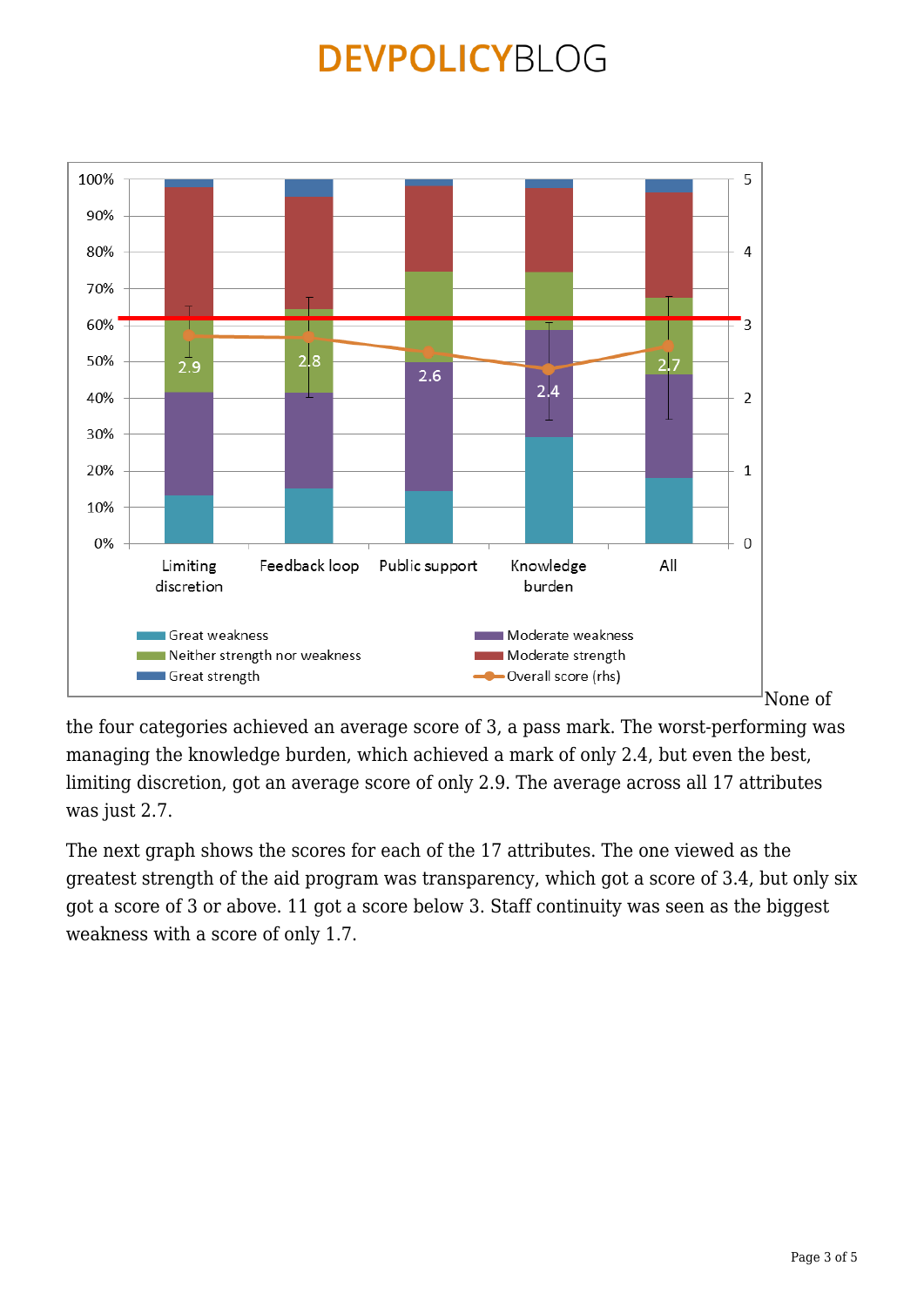None of the four categories achieved an average score of 3, a pass mark. The worst-performing was managing the knowledge burden, which achieved a mark of only 2.4, but even the best, limiting discretion, got an average score of only 2.9. The average across all 17 attributes was just 2.7.

The next graph shows the scores for each of the 17 attributes. The one viewed as the greatest strength of the aid program was transparency, which got a score of 3.4, but only six got a score of 3 or above. 11 got a score below 3. Staff continuity was seen as the biggest weakness with a score of only 1.7.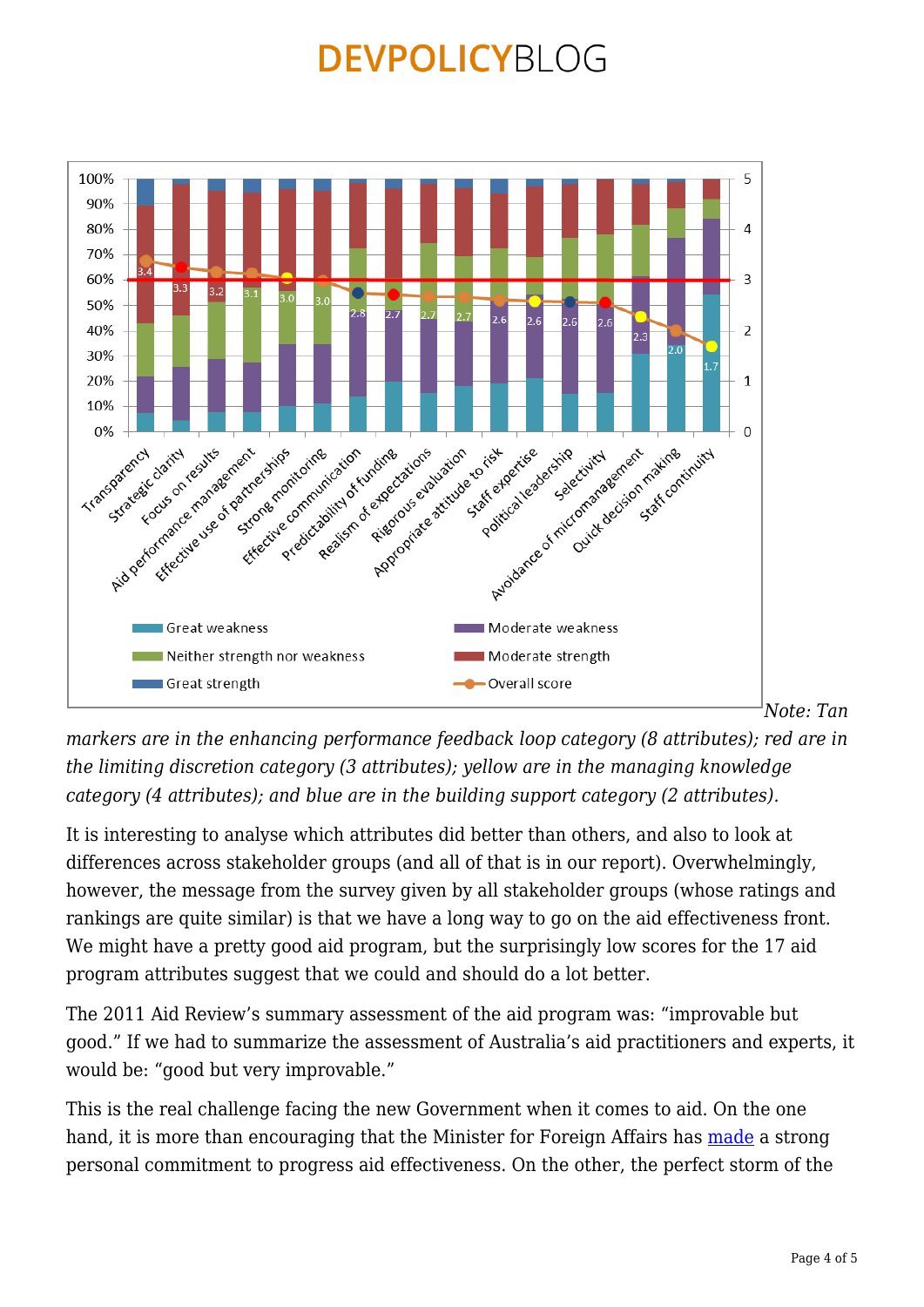*Note: Tan markers are in the enhancing performance feedback loop category (8 attributes); red are in the limiting discretion category (3 attributes); yellow are in the managing knowledge category (4 attributes); and blue are in the building support category (2 attributes).*

It is interesting to analyse which attributes did better than others, and also to look at differences across stakeholder groups (and all of that is in our report). Overwhelmingly, however, the message from the survey given by all stakeholder groups (whose ratings and rankings are quite similar) is that we have a long way to go on the aid effectiveness front. We might have a pretty good aid program, but the surprisingly low scores for the 17 aid program attributes suggest that we could and should do a lot better.

The 2011 Aid Review's summary assessment of the aid program was: "improvable but good." If we had to summarize the assessment of Australia's aid practitioners and experts, it would be: "good but very improvable."

This is the real challenge facing the new Government when it comes to aid. On the one hand, it is more than encouraging that the Minister for Foreign Affairs has made a strong personal commitment to progress aid effectiveness. On the other, the perfect storm of the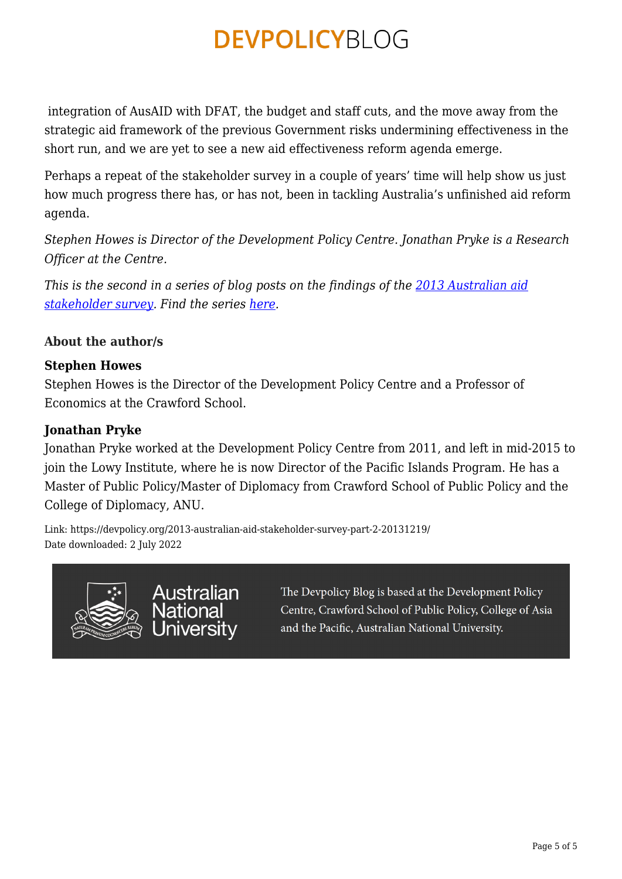integration of AusAID with DFAT, the budget and staff cuts, and the move away from the strategic aid framework of the previous Government risks undermining effectiveness in the short run, and we are yet to see a new aid effectiveness reform agenda emerge.

Perhaps a repeat of the stakeholder survey in a couple of years' time will help show us just how much progress there has, or has not, been in tackling Australia's unfinished aid reform agenda.

*Stephen Howes is Director of the Development Policy Centre. Jonathan Pryke is a Research Officer at the Centre.*

*This is the second in a series of blog posts on the findings of the [2013 Australian aid stakeholder survey](). Find the series [here]().*

#### About the author/s

**Stephen Howes**
Stephen Howes is the Director of the Development Policy Centre and a Professor of Economics at the Crawford School.

**Jonathan Pryke**
Jonathan Pryke worked at the Development Policy Centre from 2011, and left in mid-2015 to join the Lowy Institute, where he is now Director of the Pacific Islands Program. He has a Master of Public Policy/Master of Diplomacy from Crawford School of Public Policy and the College of Diplomacy, ANU.

Link: https://devpolicy.org/2013-australian-aid-stakeholder-survey-part-2-20131219/
Date downloaded: 2 July 2022

Australian National University

The Devpolicy Blog is based at the Development Policy Centre, Crawford School of Public Policy, College of Asia and the Pacific, Australian National University.